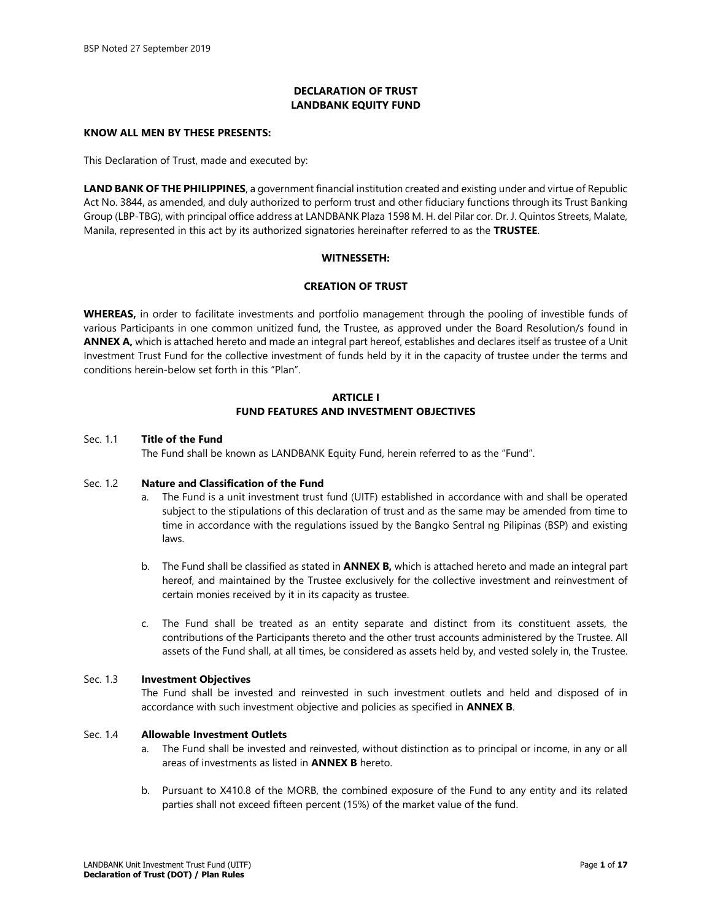BSP Noted 27 September 2019

# DECLARATION OF TRUST
# LANDBANK EQUITY FUND

**KNOW ALL MEN BY THESE PRESENTS:**

This Declaration of Trust, made and executed by:

**LAND BANK OF THE PHILIPPINES**, a government financial institution created and existing under and virtue of Republic Act No. 3844, as amended, and duly authorized to perform trust and other fiduciary functions through its Trust Banking Group (LBP-TBG), with principal office address at LANDBANK Plaza 1598 M. H. del Pilar cor. Dr. J. Quintos Streets, Malate, Manila, represented in this act by its authorized signatories hereinafter referred to as the **TRUSTEE**.

**WITNESSETH:**

**CREATION OF TRUST**

**WHEREAS,** in order to facilitate investments and portfolio management through the pooling of investible funds of various Participants in one common unitized fund, the Trustee, as approved under the Board Resolution/s found in **ANNEX A,** which is attached hereto and made an integral part hereof, establishes and declares itself as trustee of a Unit Investment Trust Fund for the collective investment of funds held by it in the capacity of trustee under the terms and conditions herein-below set forth in this "Plan".

## ARTICLE I
## FUND FEATURES AND INVESTMENT OBJECTIVES

Sec. 1.1 **Title of the Fund**

The Fund shall be known as LANDBANK Equity Fund, herein referred to as the "Fund".

Sec. 1.2 **Nature and Classification of the Fund**

a. The Fund is a unit investment trust fund (UITF) established in accordance with and shall be operated subject to the stipulations of this declaration of trust and as the same may be amended from time to time in accordance with the regulations issued by the Bangko Sentral ng Pilipinas (BSP) and existing laws.

b. The Fund shall be classified as stated in **ANNEX B,** which is attached hereto and made an integral part hereof, and maintained by the Trustee exclusively for the collective investment and reinvestment of certain monies received by it in its capacity as trustee.

c. The Fund shall be treated as an entity separate and distinct from its constituent assets, the contributions of the Participants thereto and the other trust accounts administered by the Trustee. All assets of the Fund shall, at all times, be considered as assets held by, and vested solely in, the Trustee.

Sec. 1.3 **Investment Objectives**

The Fund shall be invested and reinvested in such investment outlets and held and disposed of in accordance with such investment objective and policies as specified in **ANNEX B**.

Sec. 1.4 **Allowable Investment Outlets**

a. The Fund shall be invested and reinvested, without distinction as to principal or income, in any or all areas of investments as listed in **ANNEX B** hereto.

b. Pursuant to X410.8 of the MORB, the combined exposure of the Fund to any entity and its related parties shall not exceed fifteen percent (15%) of the market value of the fund.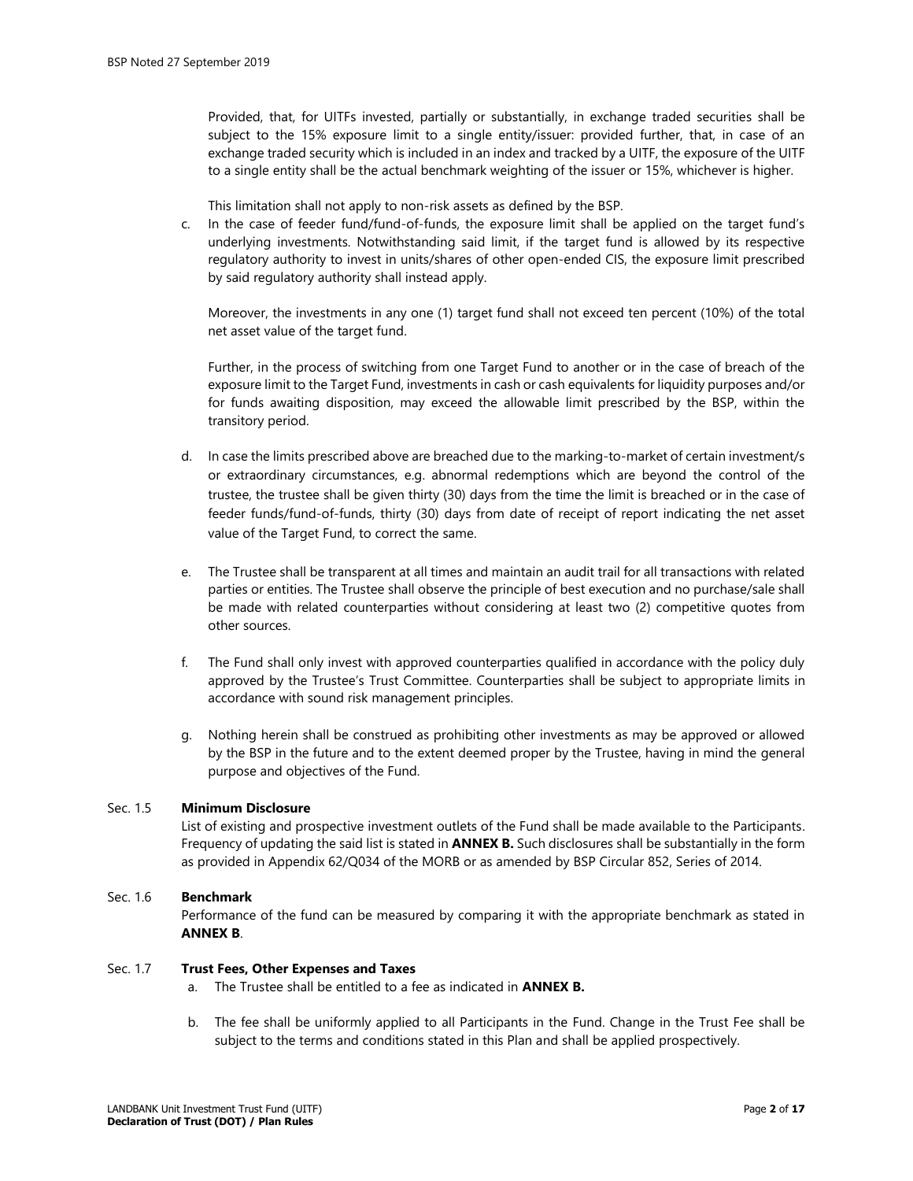Provided, that, for UITFs invested, partially or substantially, in exchange traded securities shall be subject to the 15% exposure limit to a single entity/issuer: provided further, that, in case of an exchange traded security which is included in an index and tracked by a UITF, the exposure of the UITF to a single entity shall be the actual benchmark weighting of the issuer or 15%, whichever is higher.

This limitation shall not apply to non-risk assets as defined by the BSP.

c. In the case of feeder fund/fund-of-funds, the exposure limit shall be applied on the target fund's underlying investments. Notwithstanding said limit, if the target fund is allowed by its respective regulatory authority to invest in units/shares of other open-ended CIS, the exposure limit prescribed by said regulatory authority shall instead apply.

   Moreover, the investments in any one (1) target fund shall not exceed ten percent (10%) of the total net asset value of the target fund.

   Further, in the process of switching from one Target Fund to another or in the case of breach of the exposure limit to the Target Fund, investments in cash or cash equivalents for liquidity purposes and/or for funds awaiting disposition, may exceed the allowable limit prescribed by the BSP, within the transitory period.

d. In case the limits prescribed above are breached due to the marking-to-market of certain investment/s or extraordinary circumstances, e.g. abnormal redemptions which are beyond the control of the trustee, the trustee shall be given thirty (30) days from the time the limit is breached or in the case of feeder funds/fund-of-funds, thirty (30) days from date of receipt of report indicating the net asset value of the Target Fund, to correct the same.

e. The Trustee shall be transparent at all times and maintain an audit trail for all transactions with related parties or entities. The Trustee shall observe the principle of best execution and no purchase/sale shall be made with related counterparties without considering at least two (2) competitive quotes from other sources.

f. The Fund shall only invest with approved counterparties qualified in accordance with the policy duly approved by the Trustee's Trust Committee. Counterparties shall be subject to appropriate limits in accordance with sound risk management principles.

g. Nothing herein shall be construed as prohibiting other investments as may be approved or allowed by the BSP in the future and to the extent deemed proper by the Trustee, having in mind the general purpose and objectives of the Fund.

Sec. 1.5 **Minimum Disclosure**

List of existing and prospective investment outlets of the Fund shall be made available to the Participants. Frequency of updating the said list is stated in **ANNEX B.** Such disclosures shall be substantially in the form as provided in Appendix 62/Q034 of the MORB or as amended by BSP Circular 852, Series of 2014.

Sec. 1.6 **Benchmark**

Performance of the fund can be measured by comparing it with the appropriate benchmark as stated in **ANNEX B**.

Sec. 1.7 **Trust Fees, Other Expenses and Taxes**

a. The Trustee shall be entitled to a fee as indicated in **ANNEX B.**

b. The fee shall be uniformly applied to all Participants in the Fund. Change in the Trust Fee shall be subject to the terms and conditions stated in this Plan and shall be applied prospectively.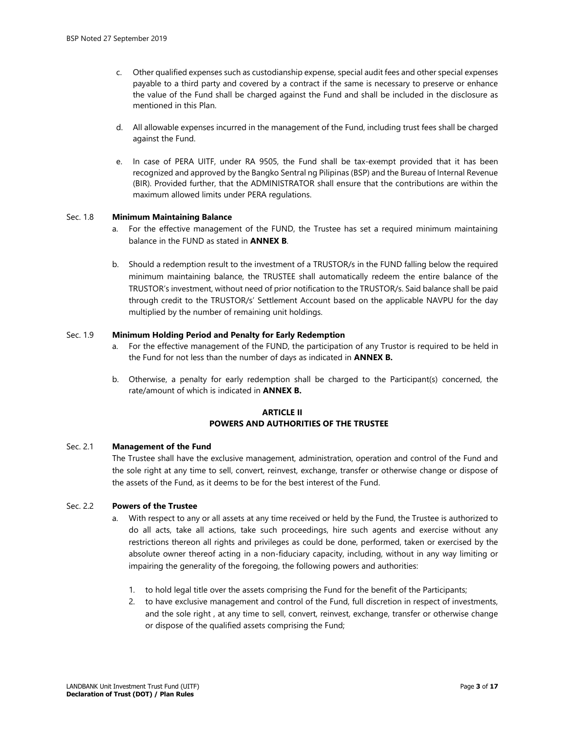c. Other qualified expenses such as custodianship expense, special audit fees and other special expenses payable to a third party and covered by a contract if the same is necessary to preserve or enhance the value of the Fund shall be charged against the Fund and shall be included in the disclosure as mentioned in this Plan.

d. All allowable expenses incurred in the management of the Fund, including trust fees shall be charged against the Fund.

e. In case of PERA UITF, under RA 9505, the Fund shall be tax-exempt provided that it has been recognized and approved by the Bangko Sentral ng Pilipinas (BSP) and the Bureau of Internal Revenue (BIR). Provided further, that the ADMINISTRATOR shall ensure that the contributions are within the maximum allowed limits under PERA regulations.

Sec. 1.8 **Minimum Maintaining Balance**

a. For the effective management of the FUND, the Trustee has set a required minimum maintaining balance in the FUND as stated in **ANNEX B**.

b. Should a redemption result to the investment of a TRUSTOR/s in the FUND falling below the required minimum maintaining balance, the TRUSTEE shall automatically redeem the entire balance of the TRUSTOR's investment, without need of prior notification to the TRUSTOR/s. Said balance shall be paid through credit to the TRUSTOR/s' Settlement Account based on the applicable NAVPU for the day multiplied by the number of remaining unit holdings.

Sec. 1.9 **Minimum Holding Period and Penalty for Early Redemption**

a. For the effective management of the FUND, the participation of any Trustor is required to be held in the Fund for not less than the number of days as indicated in **ANNEX B.**

b. Otherwise, a penalty for early redemption shall be charged to the Participant(s) concerned, the rate/amount of which is indicated in **ANNEX B.**

## ARTICLE II
## POWERS AND AUTHORITIES OF THE TRUSTEE

Sec. 2.1 **Management of the Fund**

The Trustee shall have the exclusive management, administration, operation and control of the Fund and the sole right at any time to sell, convert, reinvest, exchange, transfer or otherwise change or dispose of the assets of the Fund, as it deems to be for the best interest of the Fund.

Sec. 2.2 **Powers of the Trustee**

a. With respect to any or all assets at any time received or held by the Fund, the Trustee is authorized to do all acts, take all actions, take such proceedings, hire such agents and exercise without any restrictions thereon all rights and privileges as could be done, performed, taken or exercised by the absolute owner thereof acting in a non-fiduciary capacity, including, without in any way limiting or impairing the generality of the foregoing, the following powers and authorities:

1. to hold legal title over the assets comprising the Fund for the benefit of the Participants;
2. to have exclusive management and control of the Fund, full discretion in respect of investments, and the sole right , at any time to sell, convert, reinvest, exchange, transfer or otherwise change or dispose of the qualified assets comprising the Fund;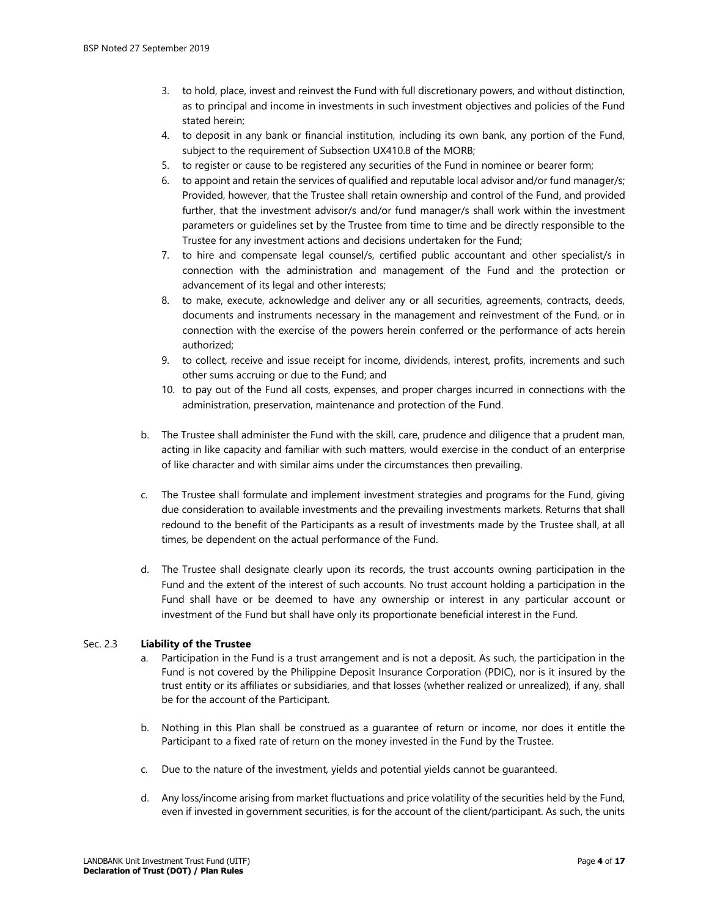3. to hold, place, invest and reinvest the Fund with full discretionary powers, and without distinction, as to principal and income in investments in such investment objectives and policies of the Fund stated herein;
4. to deposit in any bank or financial institution, including its own bank, any portion of the Fund, subject to the requirement of Subsection UX410.8 of the MORB;
5. to register or cause to be registered any securities of the Fund in nominee or bearer form;
6. to appoint and retain the services of qualified and reputable local advisor and/or fund manager/s; Provided, however, that the Trustee shall retain ownership and control of the Fund, and provided further, that the investment advisor/s and/or fund manager/s shall work within the investment parameters or guidelines set by the Trustee from time to time and be directly responsible to the Trustee for any investment actions and decisions undertaken for the Fund;
7. to hire and compensate legal counsel/s, certified public accountant and other specialist/s in connection with the administration and management of the Fund and the protection or advancement of its legal and other interests;
8. to make, execute, acknowledge and deliver any or all securities, agreements, contracts, deeds, documents and instruments necessary in the management and reinvestment of the Fund, or in connection with the exercise of the powers herein conferred or the performance of acts herein authorized;
9. to collect, receive and issue receipt for income, dividends, interest, profits, increments and such other sums accruing or due to the Fund; and
10. to pay out of the Fund all costs, expenses, and proper charges incurred in connections with the administration, preservation, maintenance and protection of the Fund.

b. The Trustee shall administer the Fund with the skill, care, prudence and diligence that a prudent man, acting in like capacity and familiar with such matters, would exercise in the conduct of an enterprise of like character and with similar aims under the circumstances then prevailing.

c. The Trustee shall formulate and implement investment strategies and programs for the Fund, giving due consideration to available investments and the prevailing investments markets. Returns that shall redound to the benefit of the Participants as a result of investments made by the Trustee shall, at all times, be dependent on the actual performance of the Fund.

d. The Trustee shall designate clearly upon its records, the trust accounts owning participation in the Fund and the extent of the interest of such accounts. No trust account holding a participation in the Fund shall have or be deemed to have any ownership or interest in any particular account or investment of the Fund but shall have only its proportionate beneficial interest in the Fund.

Sec. 2.3 **Liability of the Trustee**

a. Participation in the Fund is a trust arrangement and is not a deposit. As such, the participation in the Fund is not covered by the Philippine Deposit Insurance Corporation (PDIC), nor is it insured by the trust entity or its affiliates or subsidiaries, and that losses (whether realized or unrealized), if any, shall be for the account of the Participant.

b. Nothing in this Plan shall be construed as a guarantee of return or income, nor does it entitle the Participant to a fixed rate of return on the money invested in the Fund by the Trustee.

c. Due to the nature of the investment, yields and potential yields cannot be guaranteed.

d. Any loss/income arising from market fluctuations and price volatility of the securities held by the Fund, even if invested in government securities, is for the account of the client/participant. As such, the units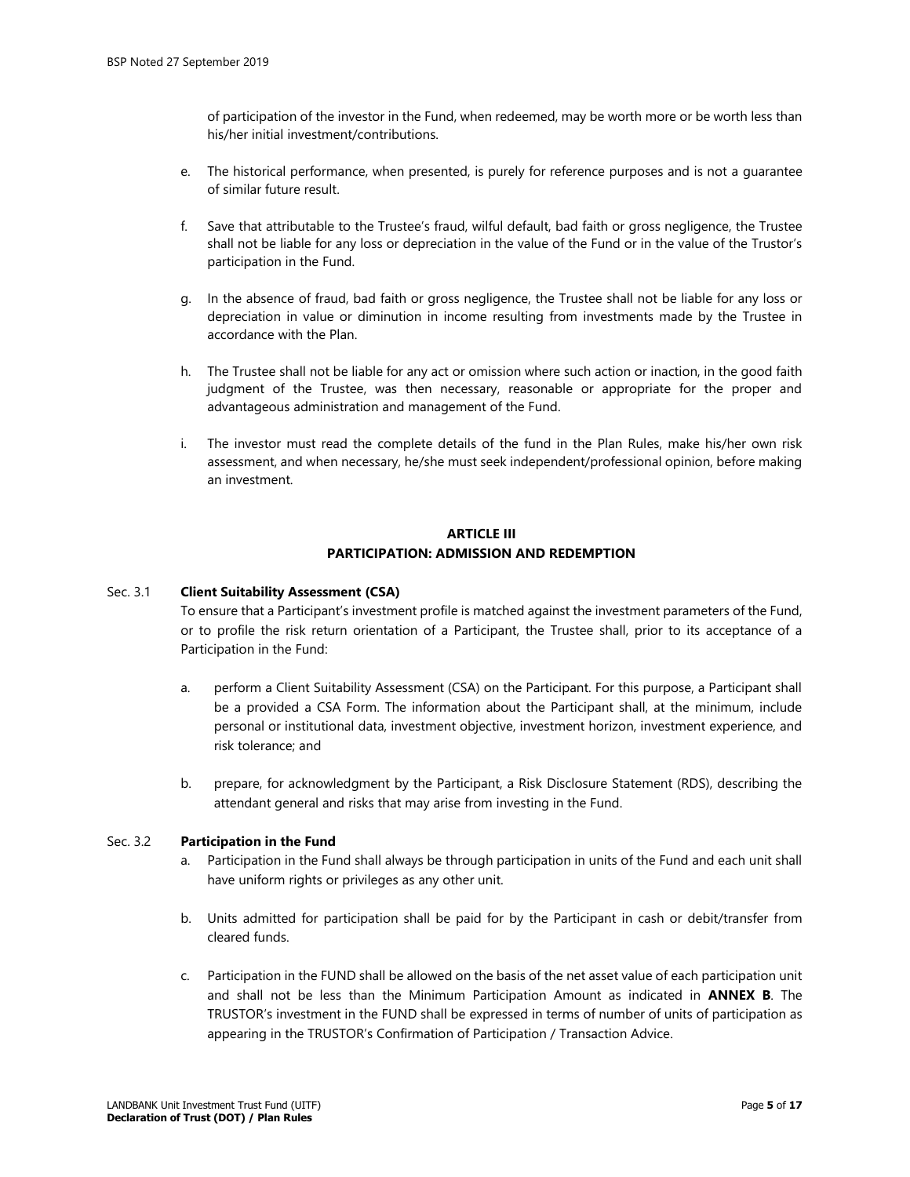of participation of the investor in the Fund, when redeemed, may be worth more or be worth less than his/her initial investment/contributions.

e. The historical performance, when presented, is purely for reference purposes and is not a guarantee of similar future result.

f. Save that attributable to the Trustee's fraud, wilful default, bad faith or gross negligence, the Trustee shall not be liable for any loss or depreciation in the value of the Fund or in the value of the Trustor's participation in the Fund.

g. In the absence of fraud, bad faith or gross negligence, the Trustee shall not be liable for any loss or depreciation in value or diminution in income resulting from investments made by the Trustee in accordance with the Plan.

h. The Trustee shall not be liable for any act or omission where such action or inaction, in the good faith judgment of the Trustee, was then necessary, reasonable or appropriate for the proper and advantageous administration and management of the Fund.

i. The investor must read the complete details of the fund in the Plan Rules, make his/her own risk assessment, and when necessary, he/she must seek independent/professional opinion, before making an investment.

## ARTICLE III
## PARTICIPATION: ADMISSION AND REDEMPTION

Sec. 3.1 **Client Suitability Assessment (CSA)**

To ensure that a Participant's investment profile is matched against the investment parameters of the Fund, or to profile the risk return orientation of a Participant, the Trustee shall, prior to its acceptance of a Participation in the Fund:

a. perform a Client Suitability Assessment (CSA) on the Participant. For this purpose, a Participant shall be a provided a CSA Form. The information about the Participant shall, at the minimum, include personal or institutional data, investment objective, investment horizon, investment experience, and risk tolerance; and

b. prepare, for acknowledgment by the Participant, a Risk Disclosure Statement (RDS), describing the attendant general and risks that may arise from investing in the Fund.

Sec. 3.2 **Participation in the Fund**

a. Participation in the Fund shall always be through participation in units of the Fund and each unit shall have uniform rights or privileges as any other unit.

b. Units admitted for participation shall be paid for by the Participant in cash or debit/transfer from cleared funds.

c. Participation in the FUND shall be allowed on the basis of the net asset value of each participation unit and shall not be less than the Minimum Participation Amount as indicated in **ANNEX B**. The TRUSTOR's investment in the FUND shall be expressed in terms of number of units of participation as appearing in the TRUSTOR's Confirmation of Participation / Transaction Advice.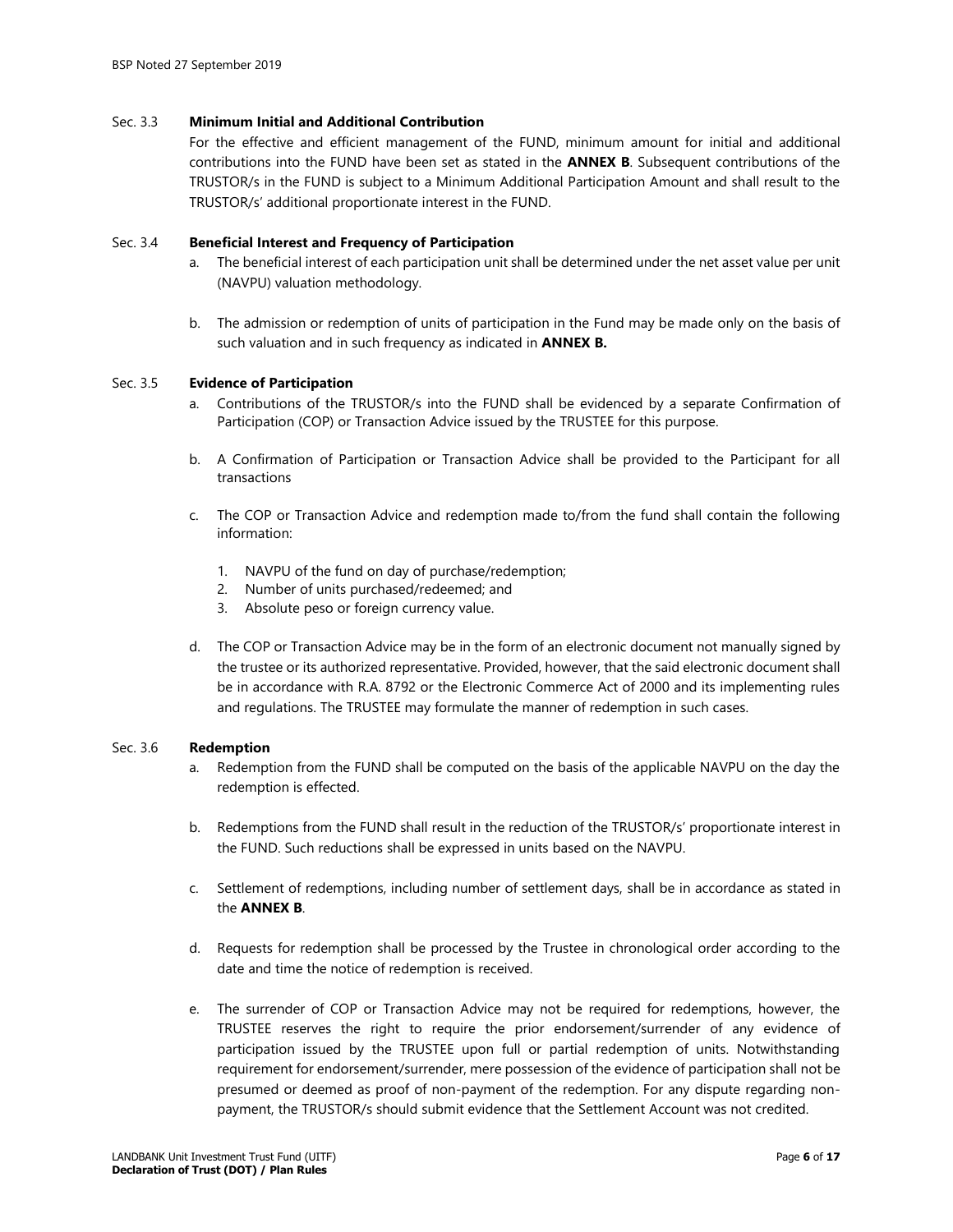### Sec. 3.3 Minimum Initial and Additional Contribution

For the effective and efficient management of the FUND, minimum amount for initial and additional contributions into the FUND have been set as stated in the **ANNEX B**. Subsequent contributions of the TRUSTOR/s in the FUND is subject to a Minimum Additional Participation Amount and shall result to the TRUSTOR/s' additional proportionate interest in the FUND.

### Sec. 3.4 Beneficial Interest and Frequency of Participation

a. The beneficial interest of each participation unit shall be determined under the net asset value per unit (NAVPU) valuation methodology.

b. The admission or redemption of units of participation in the Fund may be made only on the basis of such valuation and in such frequency as indicated in **ANNEX B.**

### Sec. 3.5 Evidence of Participation

a. Contributions of the TRUSTOR/s into the FUND shall be evidenced by a separate Confirmation of Participation (COP) or Transaction Advice issued by the TRUSTEE for this purpose.

b. A Confirmation of Participation or Transaction Advice shall be provided to the Participant for all transactions

c. The COP or Transaction Advice and redemption made to/from the fund shall contain the following information:

   1. NAVPU of the fund on day of purchase/redemption;
   2. Number of units purchased/redeemed; and
   3. Absolute peso or foreign currency value.

d. The COP or Transaction Advice may be in the form of an electronic document not manually signed by the trustee or its authorized representative. Provided, however, that the said electronic document shall be in accordance with R.A. 8792 or the Electronic Commerce Act of 2000 and its implementing rules and regulations. The TRUSTEE may formulate the manner of redemption in such cases.

### Sec. 3.6 Redemption

a. Redemption from the FUND shall be computed on the basis of the applicable NAVPU on the day the redemption is effected.

b. Redemptions from the FUND shall result in the reduction of the TRUSTOR/s' proportionate interest in the FUND. Such reductions shall be expressed in units based on the NAVPU.

c. Settlement of redemptions, including number of settlement days, shall be in accordance as stated in the **ANNEX B**.

d. Requests for redemption shall be processed by the Trustee in chronological order according to the date and time the notice of redemption is received.

e. The surrender of COP or Transaction Advice may not be required for redemptions, however, the TRUSTEE reserves the right to require the prior endorsement/surrender of any evidence of participation issued by the TRUSTEE upon full or partial redemption of units. Notwithstanding requirement for endorsement/surrender, mere possession of the evidence of participation shall not be presumed or deemed as proof of non-payment of the redemption. For any dispute regarding non-payment, the TRUSTOR/s should submit evidence that the Settlement Account was not credited.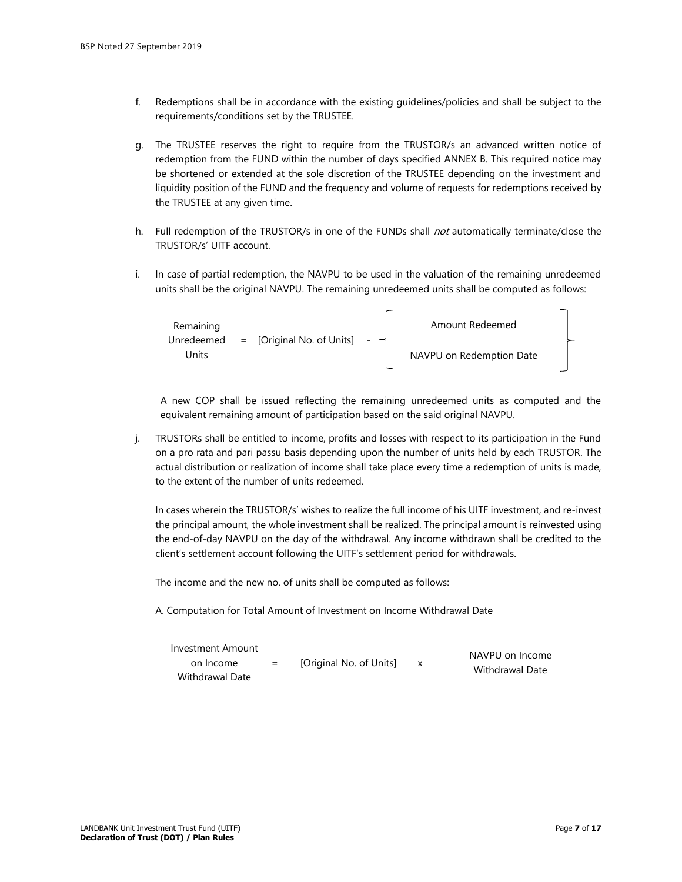f. Redemptions shall be in accordance with the existing guidelines/policies and shall be subject to the requirements/conditions set by the TRUSTEE.

g. The TRUSTEE reserves the right to require from the TRUSTOR/s an advanced written notice of redemption from the FUND within the number of days specified ANNEX B. This required notice may be shortened or extended at the sole discretion of the TRUSTEE depending on the investment and liquidity position of the FUND and the frequency and volume of requests for redemptions received by the TRUSTEE at any given time.

h. Full redemption of the TRUSTOR/s in one of the FUNDs shall *not* automatically terminate/close the TRUSTOR/s' UITF account.

i. In case of partial redemption, the NAVPU to be used in the valuation of the remaining unredeemed units shall be the original NAVPU. The remaining unredeemed units shall be computed as follows:

$$\text{Remaining Unredeemed Units} = [\text{Original No. of Units}] - \left\{ \frac{\text{Amount Redeemed}}{\text{NAVPU on Redemption Date}} \right\}$$

A new COP shall be issued reflecting the remaining unredeemed units as computed and the equivalent remaining amount of participation based on the said original NAVPU.

j. TRUSTORs shall be entitled to income, profits and losses with respect to its participation in the Fund on a pro rata and pari passu basis depending upon the number of units held by each TRUSTOR. The actual distribution or realization of income shall take place every time a redemption of units is made, to the extent of the number of units redeemed.

In cases wherein the TRUSTOR/s' wishes to realize the full income of his UITF investment, and re-invest the principal amount, the whole investment shall be realized. The principal amount is reinvested using the end-of-day NAVPU on the day of the withdrawal. Any income withdrawn shall be credited to the client's settlement account following the UITF's settlement period for withdrawals.

The income and the new no. of units shall be computed as follows:

A. Computation for Total Amount of Investment on Income Withdrawal Date

$$\text{Investment Amount on Income Withdrawal Date} = [\text{Original No. of Units}] \times \text{NAVPU on Income Withdrawal Date}$$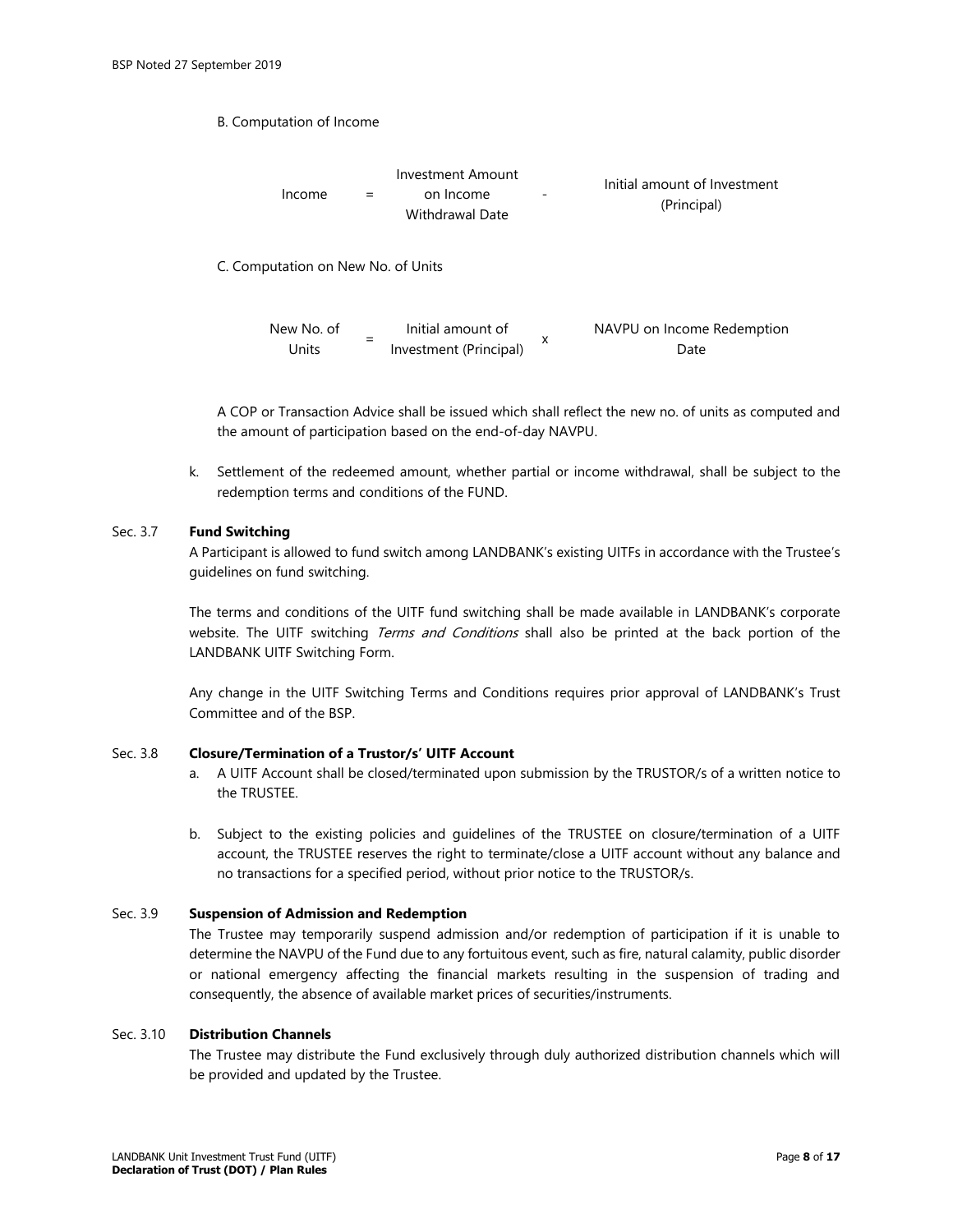B. Computation of Income

$$\text{Income} = \text{Investment Amount on Income Withdrawal Date} - \text{Initial amount of Investment (Principal)}$$

C. Computation on New No. of Units

$$\text{New No. of Units} = \text{Initial amount of Investment (Principal)} \times \text{NAVPU on Income Redemption Date}$$

A COP or Transaction Advice shall be issued which shall reflect the new no. of units as computed and the amount of participation based on the end-of-day NAVPU.

k. Settlement of the redeemed amount, whether partial or income withdrawal, shall be subject to the redemption terms and conditions of the FUND.

Sec. 3.7 **Fund Switching**

A Participant is allowed to fund switch among LANDBANK's existing UITFs in accordance with the Trustee's guidelines on fund switching.

The terms and conditions of the UITF fund switching shall be made available in LANDBANK's corporate website. The UITF switching *Terms and Conditions* shall also be printed at the back portion of the LANDBANK UITF Switching Form.

Any change in the UITF Switching Terms and Conditions requires prior approval of LANDBANK's Trust Committee and of the BSP.

Sec. 3.8 **Closure/Termination of a Trustor/s' UITF Account**

a. A UITF Account shall be closed/terminated upon submission by the TRUSTOR/s of a written notice to the TRUSTEE.

b. Subject to the existing policies and guidelines of the TRUSTEE on closure/termination of a UITF account, the TRUSTEE reserves the right to terminate/close a UITF account without any balance and no transactions for a specified period, without prior notice to the TRUSTOR/s.

Sec. 3.9 **Suspension of Admission and Redemption**

The Trustee may temporarily suspend admission and/or redemption of participation if it is unable to determine the NAVPU of the Fund due to any fortuitous event, such as fire, natural calamity, public disorder or national emergency affecting the financial markets resulting in the suspension of trading and consequently, the absence of available market prices of securities/instruments.

Sec. 3.10 **Distribution Channels**

The Trustee may distribute the Fund exclusively through duly authorized distribution channels which will be provided and updated by the Trustee.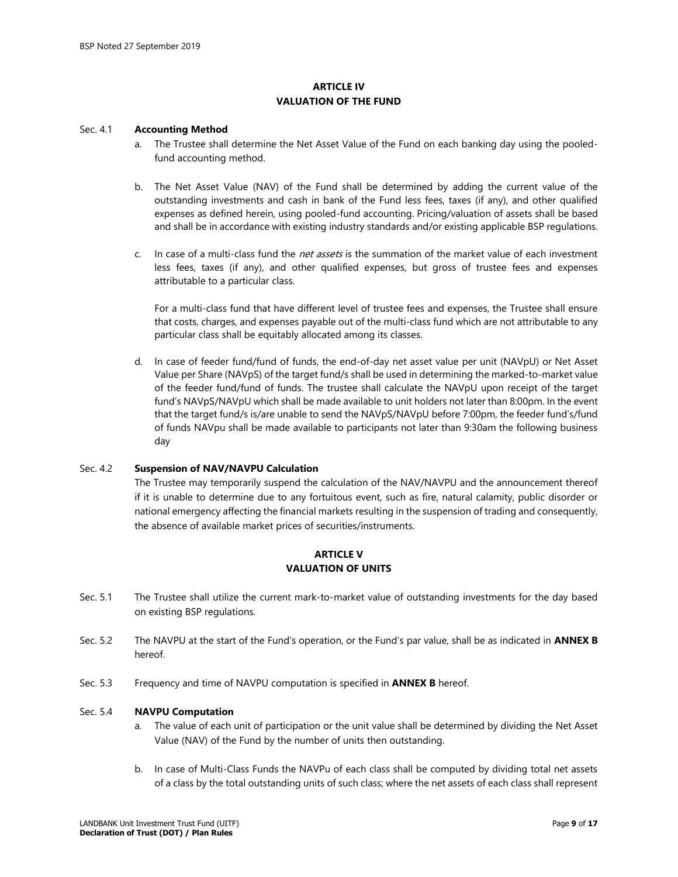## ARTICLE IV
## VALUATION OF THE FUND

Sec. 4.1 **Accounting Method**

a. The Trustee shall determine the Net Asset Value of the Fund on each banking day using the pooled-fund accounting method.

b. The Net Asset Value (NAV) of the Fund shall be determined by adding the current value of the outstanding investments and cash in bank of the Fund less fees, taxes (if any), and other qualified expenses as defined herein, using pooled-fund accounting. Pricing/valuation of assets shall be based and shall be in accordance with existing industry standards and/or existing applicable BSP regulations.

c. In case of a multi-class fund the *net assets* is the summation of the market value of each investment less fees, taxes (if any), and other qualified expenses, but gross of trustee fees and expenses attributable to a particular class.

   For a multi-class fund that have different level of trustee fees and expenses, the Trustee shall ensure that costs, charges, and expenses payable out of the multi-class fund which are not attributable to any particular class shall be equitably allocated among its classes.

d. In case of feeder fund/fund of funds, the end-of-day net asset value per unit (NAVpU) or Net Asset Value per Share (NAVpS) of the target fund/s shall be used in determining the marked-to-market value of the feeder fund/fund of funds. The trustee shall calculate the NAVpU upon receipt of the target fund's NAVpS/NAVpU which shall be made available to unit holders not later than 8:00pm. In the event that the target fund/s is/are unable to send the NAVpS/NAVpU before 7:00pm, the feeder fund's/fund of funds NAVpu shall be made available to participants not later than 9:30am the following business day

Sec. 4.2 **Suspension of NAV/NAVPU Calculation**

The Trustee may temporarily suspend the calculation of the NAV/NAVPU and the announcement thereof if it is unable to determine due to any fortuitous event, such as fire, natural calamity, public disorder or national emergency affecting the financial markets resulting in the suspension of trading and consequently, the absence of available market prices of securities/instruments.

## ARTICLE V
## VALUATION OF UNITS

Sec. 5.1 The Trustee shall utilize the current mark-to-market value of outstanding investments for the day based on existing BSP regulations.

Sec. 5.2 The NAVPU at the start of the Fund's operation, or the Fund's par value, shall be as indicated in **ANNEX B** hereof.

Sec. 5.3 Frequency and time of NAVPU computation is specified in **ANNEX B** hereof.

Sec. 5.4 **NAVPU Computation**

a. The value of each unit of participation or the unit value shall be determined by dividing the Net Asset Value (NAV) of the Fund by the number of units then outstanding.

b. In case of Multi-Class Funds the NAVPu of each class shall be computed by dividing total net assets of a class by the total outstanding units of such class; where the net assets of each class shall represent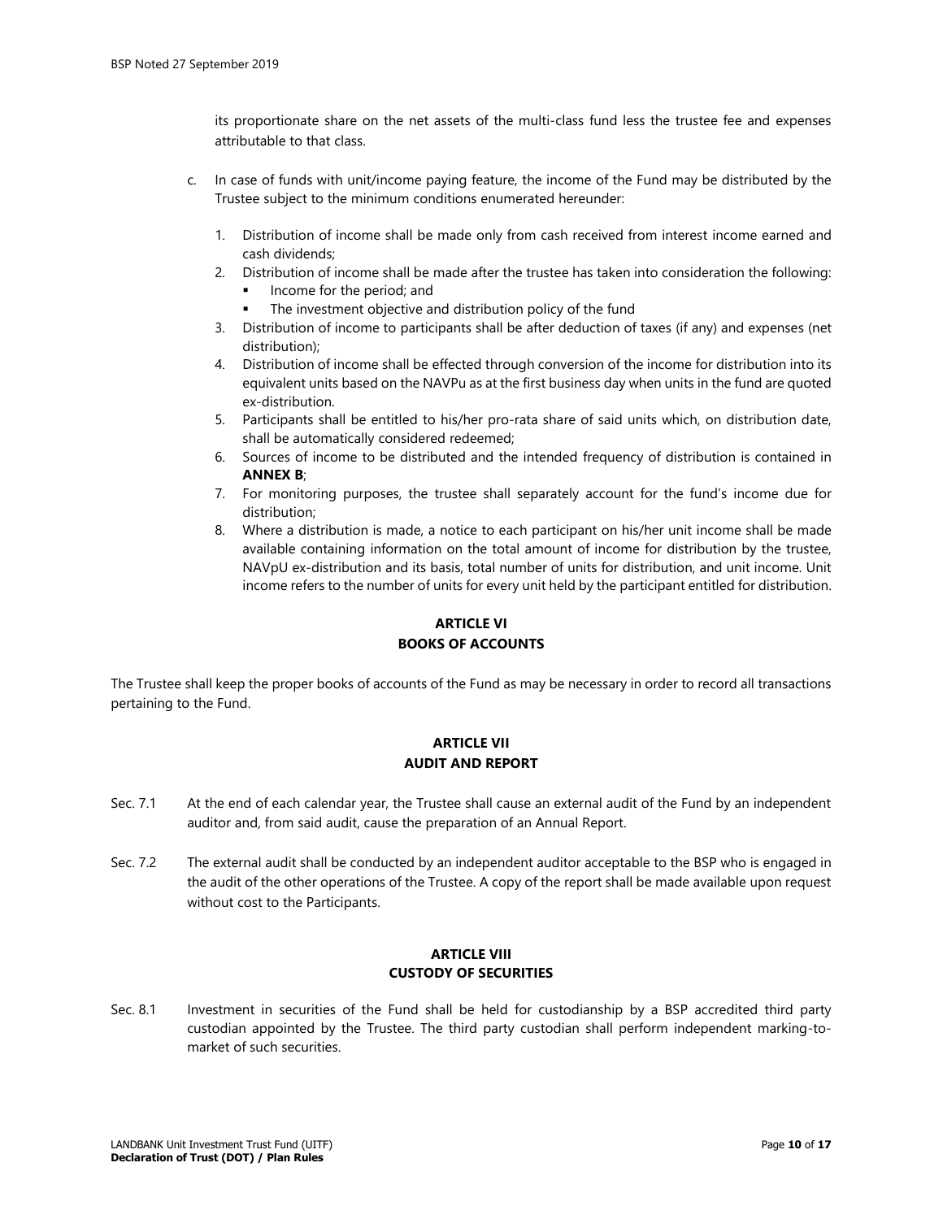its proportionate share on the net assets of the multi-class fund less the trustee fee and expenses attributable to that class.

c. In case of funds with unit/income paying feature, the income of the Fund may be distributed by the Trustee subject to the minimum conditions enumerated hereunder:

   1. Distribution of income shall be made only from cash received from interest income earned and cash dividends;
   2. Distribution of income shall be made after the trustee has taken into consideration the following:
      - Income for the period; and
      - The investment objective and distribution policy of the fund
   3. Distribution of income to participants shall be after deduction of taxes (if any) and expenses (net distribution);
   4. Distribution of income shall be effected through conversion of the income for distribution into its equivalent units based on the NAVPu as at the first business day when units in the fund are quoted ex-distribution.
   5. Participants shall be entitled to his/her pro-rata share of said units which, on distribution date, shall be automatically considered redeemed;
   6. Sources of income to be distributed and the intended frequency of distribution is contained in **ANNEX B**;
   7. For monitoring purposes, the trustee shall separately account for the fund's income due for distribution;
   8. Where a distribution is made, a notice to each participant on his/her unit income shall be made available containing information on the total amount of income for distribution by the trustee, NAVpU ex-distribution and its basis, total number of units for distribution, and unit income. Unit income refers to the number of units for every unit held by the participant entitled for distribution.

## ARTICLE VI
## BOOKS OF ACCOUNTS

The Trustee shall keep the proper books of accounts of the Fund as may be necessary in order to record all transactions pertaining to the Fund.

## ARTICLE VII
## AUDIT AND REPORT

Sec. 7.1 At the end of each calendar year, the Trustee shall cause an external audit of the Fund by an independent auditor and, from said audit, cause the preparation of an Annual Report.

Sec. 7.2 The external audit shall be conducted by an independent auditor acceptable to the BSP who is engaged in the audit of the other operations of the Trustee. A copy of the report shall be made available upon request without cost to the Participants.

## ARTICLE VIII
## CUSTODY OF SECURITIES

Sec. 8.1 Investment in securities of the Fund shall be held for custodianship by a BSP accredited third party custodian appointed by the Trustee. The third party custodian shall perform independent marking-to-market of such securities.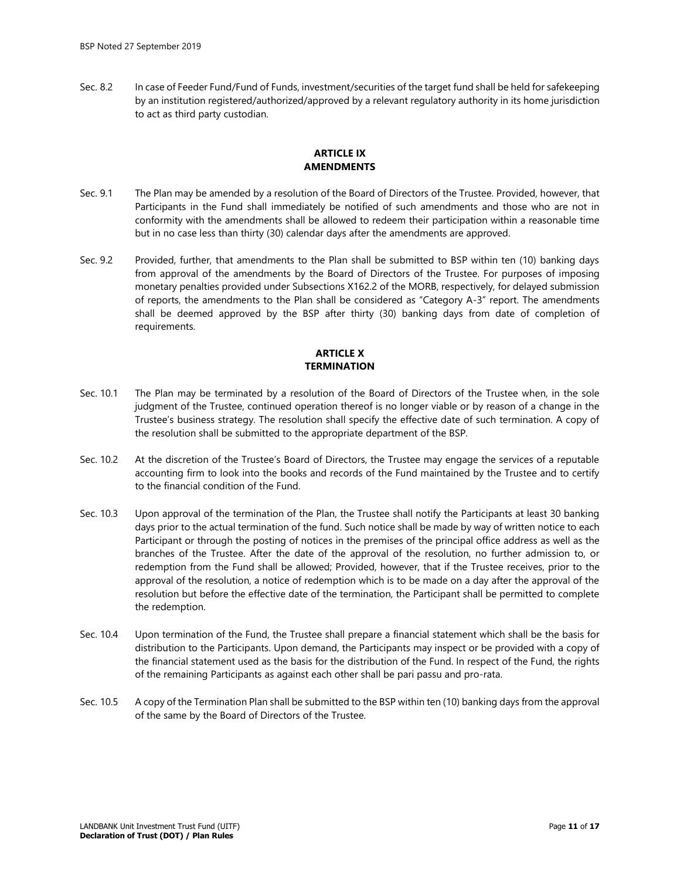Sec. 8.2 In case of Feeder Fund/Fund of Funds, investment/securities of the target fund shall be held for safekeeping by an institution registered/authorized/approved by a relevant regulatory authority in its home jurisdiction to act as third party custodian.

## ARTICLE IX
## AMENDMENTS

Sec. 9.1 The Plan may be amended by a resolution of the Board of Directors of the Trustee. Provided, however, that Participants in the Fund shall immediately be notified of such amendments and those who are not in conformity with the amendments shall be allowed to redeem their participation within a reasonable time but in no case less than thirty (30) calendar days after the amendments are approved.

Sec. 9.2 Provided, further, that amendments to the Plan shall be submitted to BSP within ten (10) banking days from approval of the amendments by the Board of Directors of the Trustee. For purposes of imposing monetary penalties provided under Subsections X162.2 of the MORB, respectively, for delayed submission of reports, the amendments to the Plan shall be considered as "Category A-3" report. The amendments shall be deemed approved by the BSP after thirty (30) banking days from date of completion of requirements.

## ARTICLE X
## TERMINATION

Sec. 10.1 The Plan may be terminated by a resolution of the Board of Directors of the Trustee when, in the sole judgment of the Trustee, continued operation thereof is no longer viable or by reason of a change in the Trustee's business strategy. The resolution shall specify the effective date of such termination. A copy of the resolution shall be submitted to the appropriate department of the BSP.

Sec. 10.2 At the discretion of the Trustee's Board of Directors, the Trustee may engage the services of a reputable accounting firm to look into the books and records of the Fund maintained by the Trustee and to certify to the financial condition of the Fund.

Sec. 10.3 Upon approval of the termination of the Plan, the Trustee shall notify the Participants at least 30 banking days prior to the actual termination of the fund. Such notice shall be made by way of written notice to each Participant or through the posting of notices in the premises of the principal office address as well as the branches of the Trustee. After the date of the approval of the resolution, no further admission to, or redemption from the Fund shall be allowed; Provided, however, that if the Trustee receives, prior to the approval of the resolution, a notice of redemption which is to be made on a day after the approval of the resolution but before the effective date of the termination, the Participant shall be permitted to complete the redemption.

Sec. 10.4 Upon termination of the Fund, the Trustee shall prepare a financial statement which shall be the basis for distribution to the Participants. Upon demand, the Participants may inspect or be provided with a copy of the financial statement used as the basis for the distribution of the Fund. In respect of the Fund, the rights of the remaining Participants as against each other shall be pari passu and pro-rata.

Sec. 10.5 A copy of the Termination Plan shall be submitted to the BSP within ten (10) banking days from the approval of the same by the Board of Directors of the Trustee.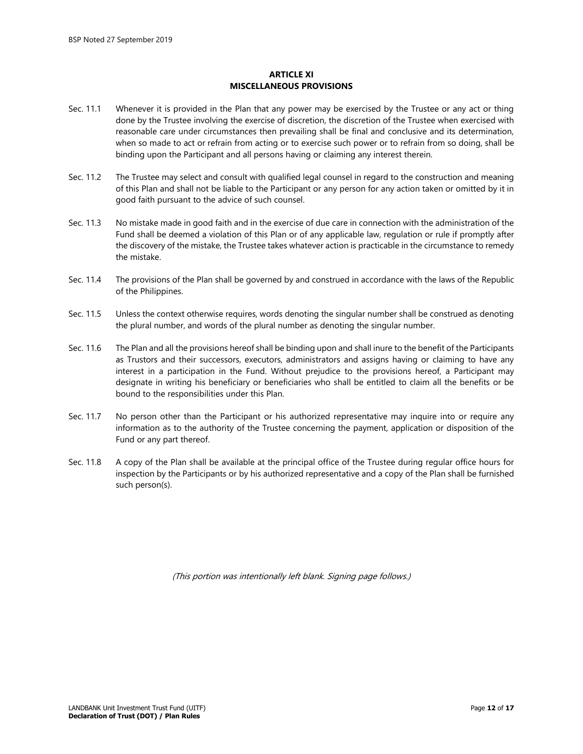## ARTICLE XI
## MISCELLANEOUS PROVISIONS

Sec. 11.1 Whenever it is provided in the Plan that any power may be exercised by the Trustee or any act or thing done by the Trustee involving the exercise of discretion, the discretion of the Trustee when exercised with reasonable care under circumstances then prevailing shall be final and conclusive and its determination, when so made to act or refrain from acting or to exercise such power or to refrain from so doing, shall be binding upon the Participant and all persons having or claiming any interest therein.

Sec. 11.2 The Trustee may select and consult with qualified legal counsel in regard to the construction and meaning of this Plan and shall not be liable to the Participant or any person for any action taken or omitted by it in good faith pursuant to the advice of such counsel.

Sec. 11.3 No mistake made in good faith and in the exercise of due care in connection with the administration of the Fund shall be deemed a violation of this Plan or of any applicable law, regulation or rule if promptly after the discovery of the mistake, the Trustee takes whatever action is practicable in the circumstance to remedy the mistake.

Sec. 11.4 The provisions of the Plan shall be governed by and construed in accordance with the laws of the Republic of the Philippines.

Sec. 11.5 Unless the context otherwise requires, words denoting the singular number shall be construed as denoting the plural number, and words of the plural number as denoting the singular number.

Sec. 11.6 The Plan and all the provisions hereof shall be binding upon and shall inure to the benefit of the Participants as Trustors and their successors, executors, administrators and assigns having or claiming to have any interest in a participation in the Fund. Without prejudice to the provisions hereof, a Participant may designate in writing his beneficiary or beneficiaries who shall be entitled to claim all the benefits or be bound to the responsibilities under this Plan.

Sec. 11.7 No person other than the Participant or his authorized representative may inquire into or require any information as to the authority of the Trustee concerning the payment, application or disposition of the Fund or any part thereof.

Sec. 11.8 A copy of the Plan shall be available at the principal office of the Trustee during regular office hours for inspection by the Participants or by his authorized representative and a copy of the Plan shall be furnished such person(s).

*(This portion was intentionally left blank. Signing page follows.)*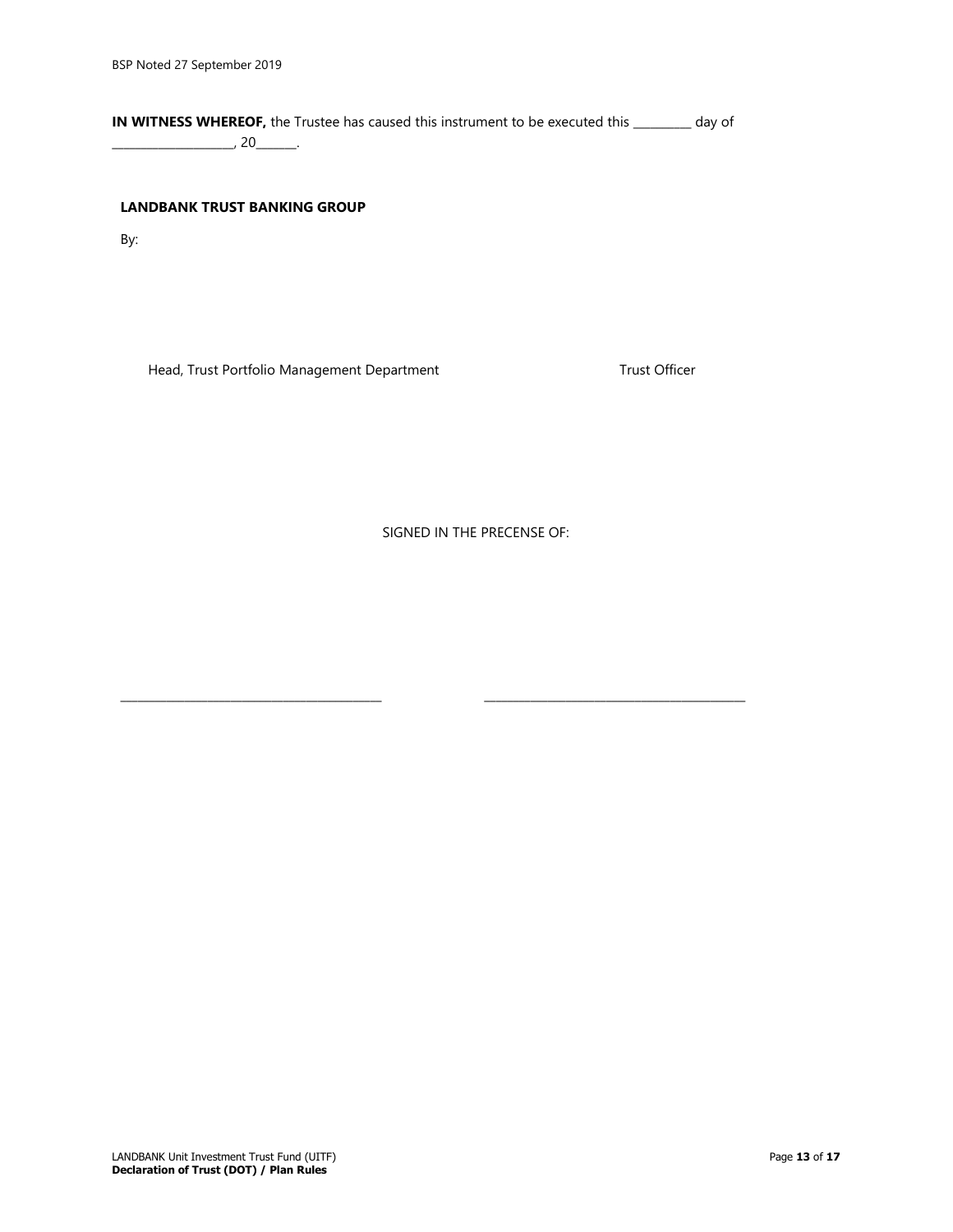**IN WITNESS WHEREOF,** the Trustee has caused this instrument to be executed this _________ day of ___________________, 20______.

**LANDBANK TRUST BANKING GROUP**

By:

Head, Trust Portfolio Management Department                    Trust Officer

SIGNED IN THE PRECENSE OF:

_________________________________________          _________________________________________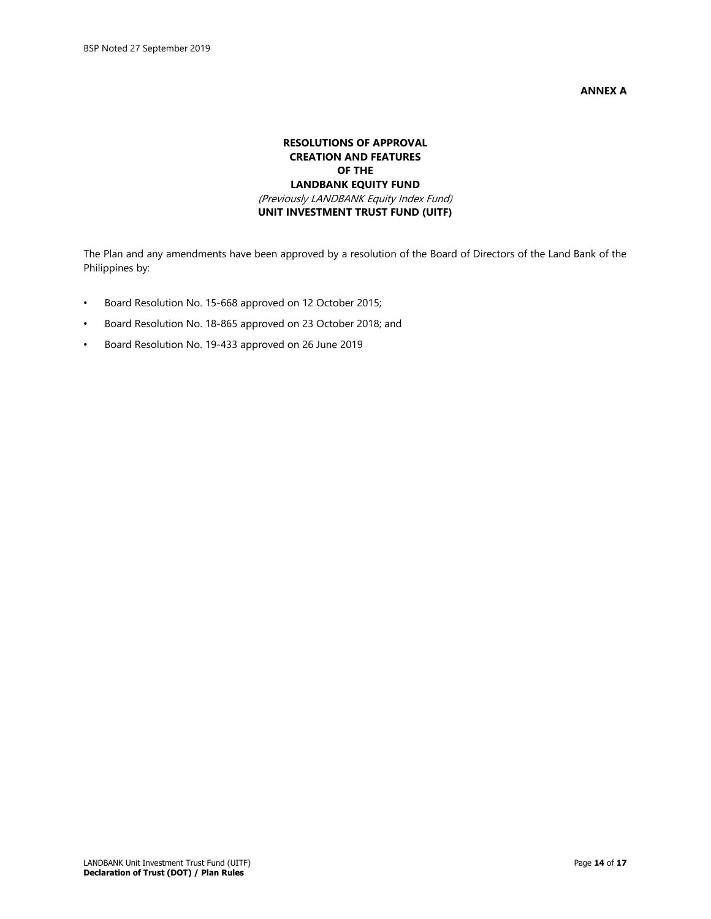**ANNEX A**

# RESOLUTIONS OF APPROVAL
# CREATION AND FEATURES
# OF THE
# LANDBANK EQUITY FUND

*(Previously LANDBANK Equity Index Fund)*

**UNIT INVESTMENT TRUST FUND (UITF)**

The Plan and any amendments have been approved by a resolution of the Board of Directors of the Land Bank of the Philippines by:

- Board Resolution No. 15-668 approved on 12 October 2015;
- Board Resolution No. 18-865 approved on 23 October 2018; and
- Board Resolution No. 19-433 approved on 26 June 2019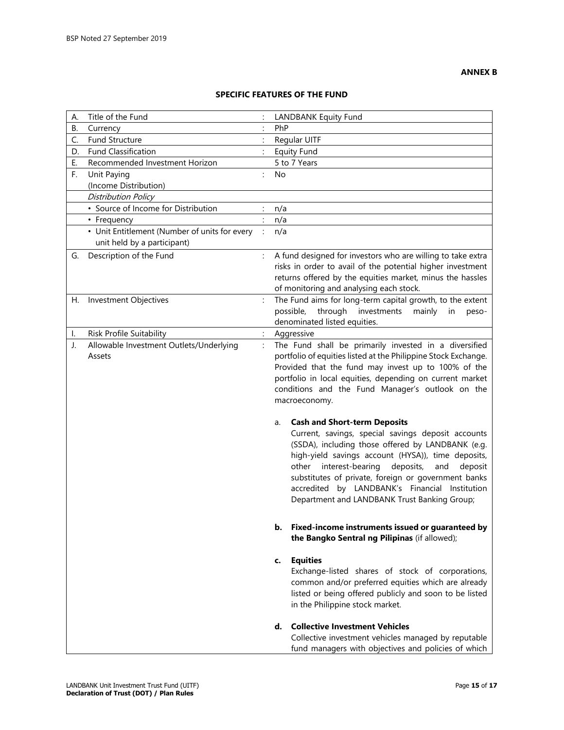BSP Noted 27 September 2019

**ANNEX B**

**SPECIFIC FEATURES OF THE FUND**

| | | | |
|---|---|---|---|
| A. | Title of the Fund | : | LANDBANK Equity Fund |
| B. | Currency | : | PhP |
| C. | Fund Structure | : | Regular UITF |
| D. | Fund Classification | : | Equity Fund |
| E. | Recommended Investment Horizon | | 5 to 7 Years |
| F. | Unit Paying (Income Distribution) | : | No |
| | *Distribution Policy* | | |
| | • Source of Income for Distribution | : | n/a |
| | • Frequency | : | n/a |
| | • Unit Entitlement (Number of units for every unit held by a participant) | : | n/a |
| G. | Description of the Fund | : | A fund designed for investors who are willing to take extra risks in order to avail of the potential higher investment returns offered by the equities market, minus the hassles of monitoring and analysing each stock. |
| H. | Investment Objectives | : | The Fund aims for long-term capital growth, to the extent possible, through investments mainly in peso-denominated listed equities. |
| I. | Risk Profile Suitability | : | Aggressive |
| J. | Allowable Investment Outlets/Underlying Assets | : | The Fund shall be primarily invested in a diversified portfolio of equities listed at the Philippine Stock Exchange. Provided that the fund may invest up to 100% of the portfolio in local equities, depending on current market conditions and the Fund Manager's outlook on the macroeconomy.<br><br>a. **Cash and Short-term Deposits**<br>Current, savings, special savings deposit accounts (SSDA), including those offered by LANDBANK (e.g. high-yield savings account (HYSA)), time deposits, other interest-bearing deposits, and deposit substitutes of private, foreign or government banks accredited by LANDBANK's Financial Institution Department and LANDBANK Trust Banking Group;<br><br>b. **Fixed-income instruments issued or guaranteed by the Bangko Sentral ng Pilipinas** (if allowed);<br><br>c. **Equities**<br>Exchange-listed shares of stock of corporations, common and/or preferred equities which are already listed or being offered publicly and soon to be listed in the Philippine stock market.<br><br>d. **Collective Investment Vehicles**<br>Collective investment vehicles managed by reputable fund managers with objectives and policies of which |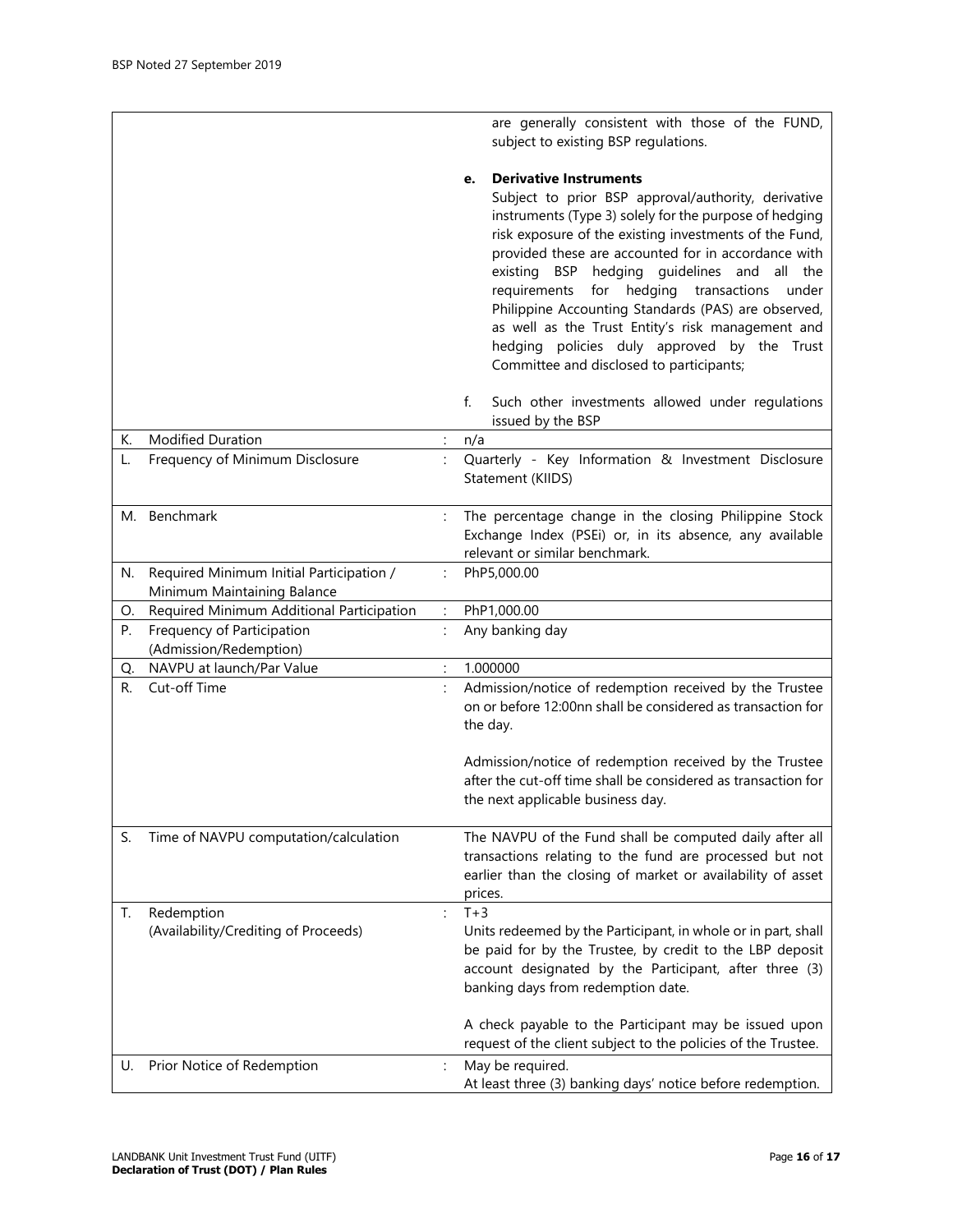| | | | |
|---|---|---|---|
| | | | are generally consistent with those of the FUND, subject to existing BSP regulations.<br><br>**e. Derivative Instruments**<br>Subject to prior BSP approval/authority, derivative instruments (Type 3) solely for the purpose of hedging risk exposure of the existing investments of the Fund, provided these are accounted for in accordance with existing BSP hedging guidelines and all the requirements for hedging transactions under Philippine Accounting Standards (PAS) are observed, as well as the Trust Entity's risk management and hedging policies duly approved by the Trust Committee and disclosed to participants;<br><br>f. Such other investments allowed under regulations issued by the BSP |
| K. | Modified Duration | : | n/a |
| L. | Frequency of Minimum Disclosure | : | Quarterly - Key Information & Investment Disclosure Statement (KIIDS) |
| M. | Benchmark | : | The percentage change in the closing Philippine Stock Exchange Index (PSEi) or, in its absence, any available relevant or similar benchmark. |
| N. | Required Minimum Initial Participation / Minimum Maintaining Balance | : | PhP5,000.00 |
| O. | Required Minimum Additional Participation | : | PhP1,000.00 |
| P. | Frequency of Participation (Admission/Redemption) | : | Any banking day |
| Q. | NAVPU at launch/Par Value | : | 1.000000 |
| R. | Cut-off Time | : | Admission/notice of redemption received by the Trustee on or before 12:00nn shall be considered as transaction for the day.<br><br>Admission/notice of redemption received by the Trustee after the cut-off time shall be considered as transaction for the next applicable business day. |
| S. | Time of NAVPU computation/calculation | | The NAVPU of the Fund shall be computed daily after all transactions relating to the fund are processed but not earlier than the closing of market or availability of asset prices. |
| T. | Redemption (Availability/Crediting of Proceeds) | : | T+3<br>Units redeemed by the Participant, in whole or in part, shall be paid for by the Trustee, by credit to the LBP deposit account designated by the Participant, after three (3) banking days from redemption date.<br><br>A check payable to the Participant may be issued upon request of the client subject to the policies of the Trustee. |
| U. | Prior Notice of Redemption | : | May be required.<br>At least three (3) banking days' notice before redemption. |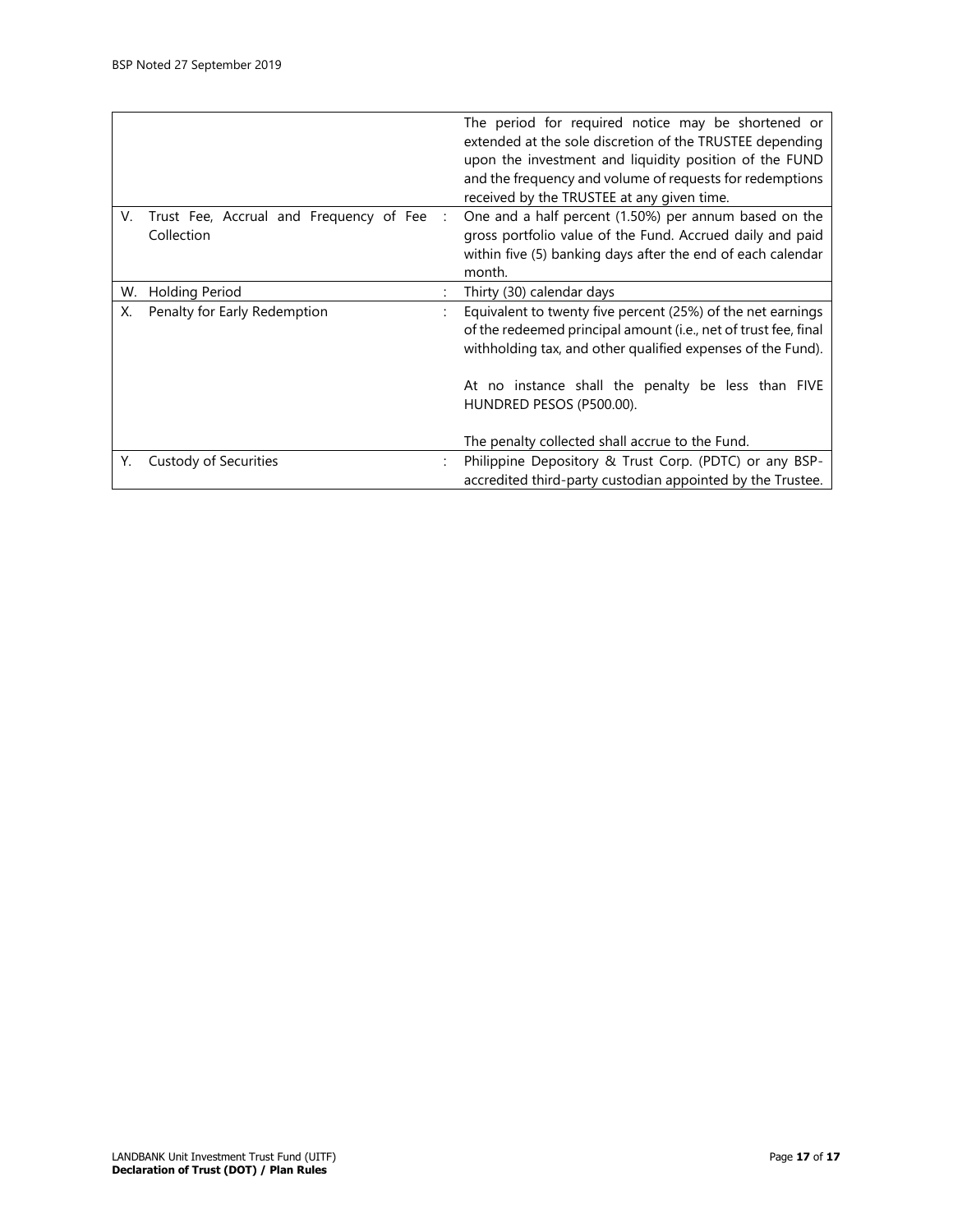| | | |
|---|---|---|
| | | The period for required notice may be shortened or extended at the sole discretion of the TRUSTEE depending upon the investment and liquidity position of the FUND and the frequency and volume of requests for redemptions received by the TRUSTEE at any given time. |
| V. | Trust Fee, Accrual and Frequency of Fee Collection | : One and a half percent (1.50%) per annum based on the gross portfolio value of the Fund. Accrued daily and paid within five (5) banking days after the end of each calendar month. |
| W. | Holding Period | : Thirty (30) calendar days |
| X. | Penalty for Early Redemption | : Equivalent to twenty five percent (25%) of the net earnings of the redeemed principal amount (i.e., net of trust fee, final withholding tax, and other qualified expenses of the Fund).<br><br>At no instance shall the penalty be less than FIVE HUNDRED PESOS (P500.00).<br><br>The penalty collected shall accrue to the Fund. |
| Y. | Custody of Securities | : Philippine Depository & Trust Corp. (PDTC) or any BSP-accredited third-party custodian appointed by the Trustee. |